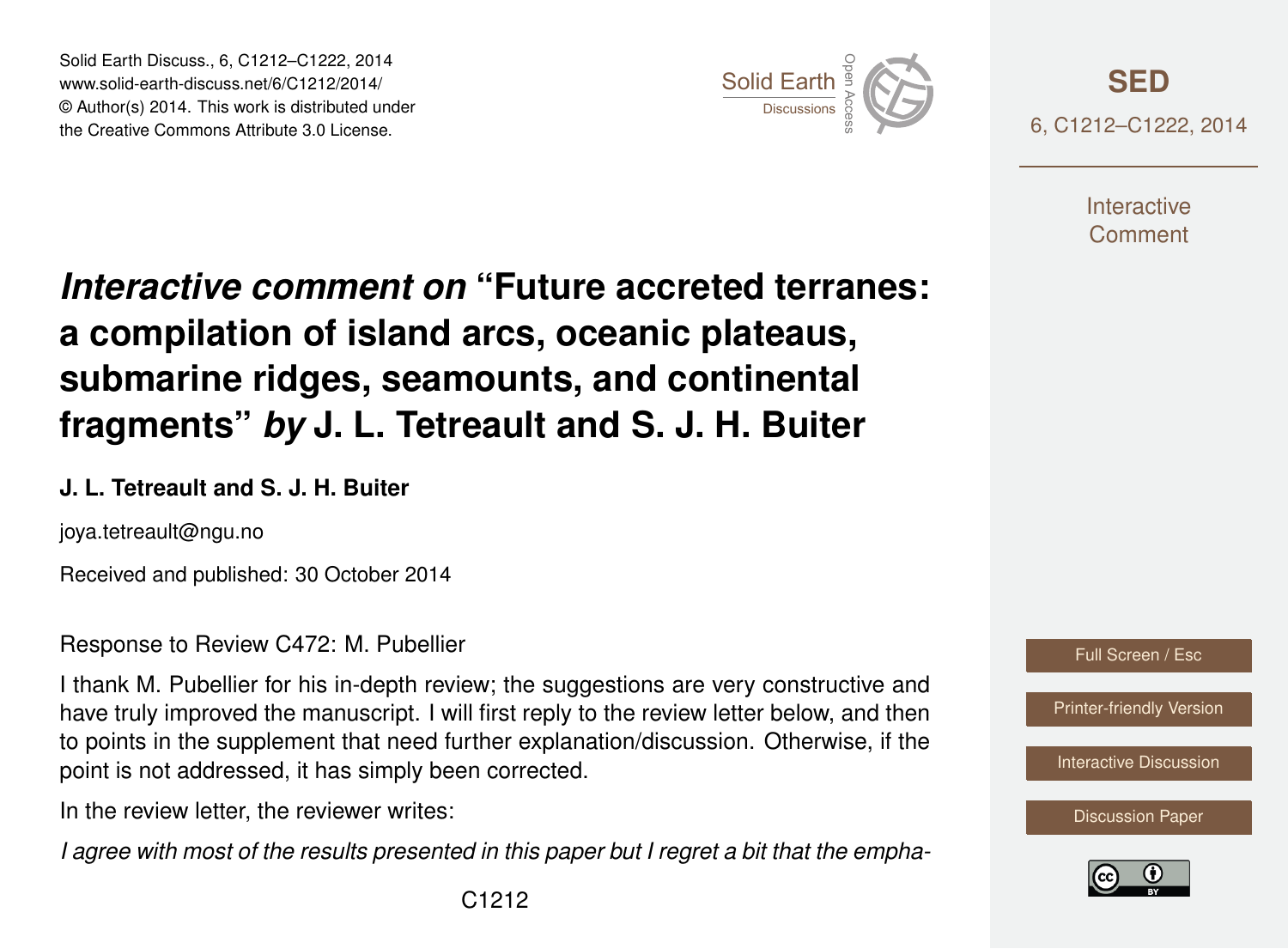# *Interactive comment on* "Future accreted terranes: a compilation of island arcs, oceanic plateaus, submarine ridges, seamounts, and continental fragments" *by* J. L. Tetreault and S. J. H. Buiter

**J. L. Tetreault and S. J. H. Buiter**

joya.tetreault@ngu.no

Received and published: 30 October 2014

Response to Review C472: M. Pubellier

I thank M. Pubellier for his in-depth review; the suggestions are very constructive and have truly improved the manuscript. I will first reply to the review letter below, and then to points in the supplement that need further explanation/discussion. Otherwise, if the point is not addressed, it has simply been corrected.

In the review letter, the reviewer writes:

*I agree with most of the results presented in this paper but I regret a bit that the empha-*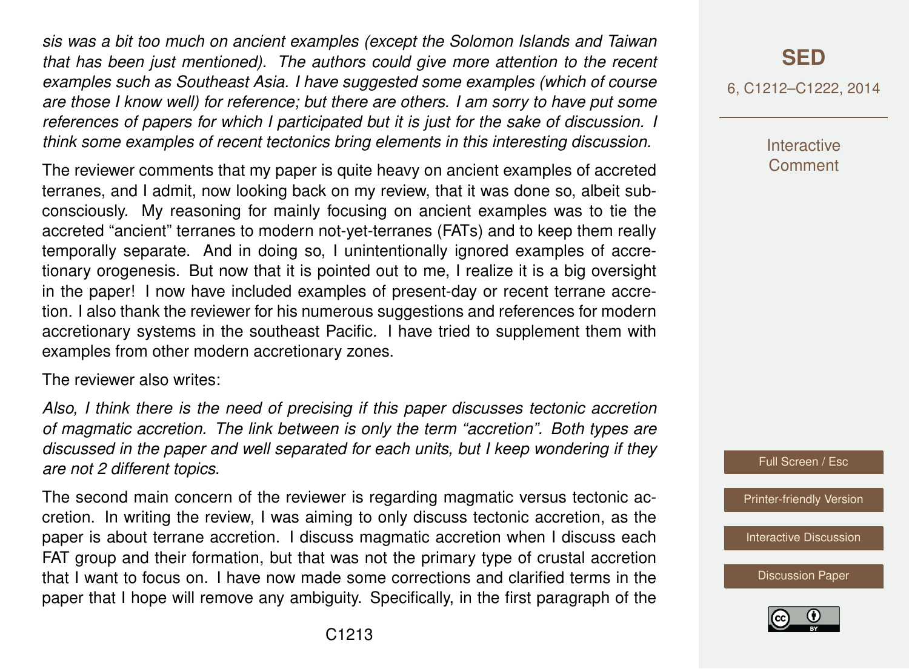*sis was a bit too much on ancient examples (except the Solomon Islands and Taiwan that has been just mentioned). The authors could give more attention to the recent examples such as Southeast Asia. I have suggested some examples (which of course are those I know well) for reference; but there are others. I am sorry to have put some references of papers for which I participated but it is just for the sake of discussion. I think some examples of recent tectonics bring elements in this interesting discussion.*

The reviewer comments that my paper is quite heavy on ancient examples of accreted terranes, and I admit, now looking back on my review, that it was done so, albeit subconsciously. My reasoning for mainly focusing on ancient examples was to tie the accreted "ancient" terranes to modern not-yet-terranes (FATs) and to keep them really temporally separate. And in doing so, I unintentionally ignored examples of accretionary orogenesis. But now that it is pointed out to me, I realize it is a big oversight in the paper! I now have included examples of present-day or recent terrane accretion. I also thank the reviewer for his numerous suggestions and references for modern accretionary systems in the southeast Pacific. I have tried to supplement them with examples from other modern accretionary zones.

The reviewer also writes:

*Also, I think there is the need of precising if this paper discusses tectonic accretion of magmatic accretion. The link between is only the term "accretion". Both types are discussed in the paper and well separated for each units, but I keep wondering if they are not 2 different topics.*

The second main concern of the reviewer is regarding magmatic versus tectonic accretion. In writing the review, I was aiming to only discuss tectonic accretion, as the paper is about terrane accretion. I discuss magmatic accretion when I discuss each FAT group and their formation, but that was not the primary type of crustal accretion that I want to focus on. I have now made some corrections and clarified terms in the paper that I hope will remove any ambiguity. Specifically, in the first paragraph of the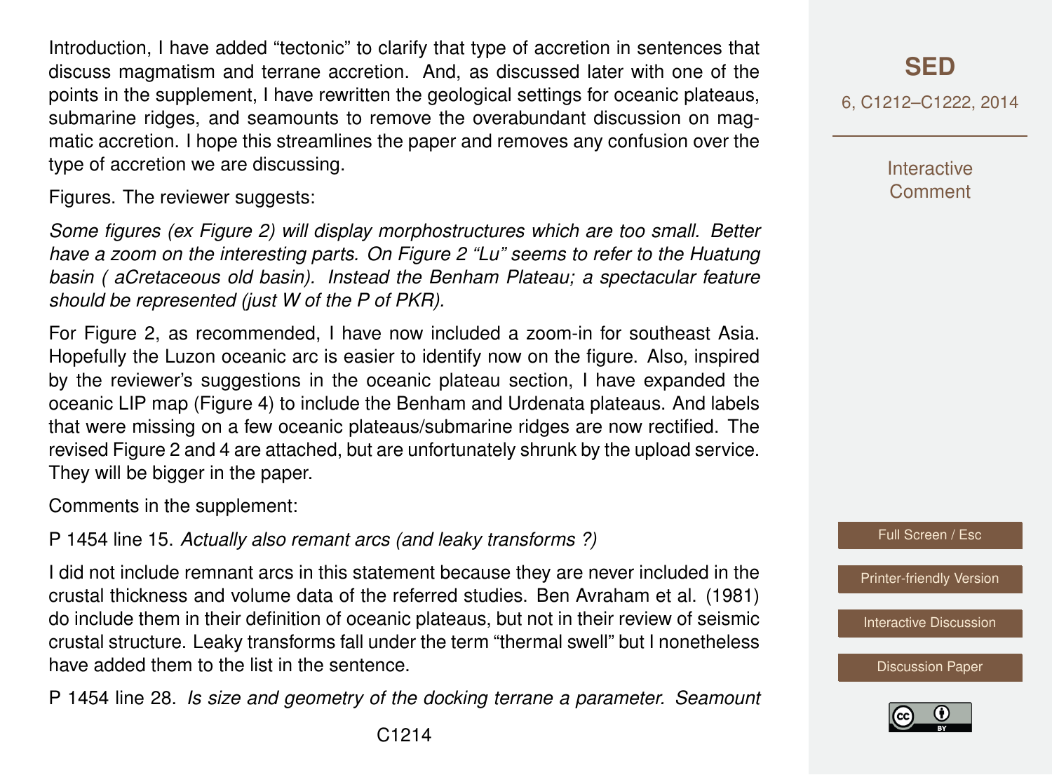Introduction, I have added "tectonic" to clarify that type of accretion in sentences that discuss magmatism and terrane accretion. And, as discussed later with one of the points in the supplement, I have rewritten the geological settings for oceanic plateaus, submarine ridges, and seamounts to remove the overabundant discussion on magmatic accretion. I hope this streamlines the paper and removes any confusion over the type of accretion we are discussing.

Figures. The reviewer suggests:

*Some figures (ex Figure 2) will display morphostructures which are too small. Better have a zoom on the interesting parts. On Figure 2 "Lu" seems to refer to the Huatung basin ( aCretaceous old basin). Instead the Benham Plateau; a spectacular feature should be represented (just W of the P of PKR).*

For Figure 2, as recommended, I have now included a zoom-in for southeast Asia. Hopefully the Luzon oceanic arc is easier to identify now on the figure. Also, inspired by the reviewer's suggestions in the oceanic plateau section, I have expanded the oceanic LIP map (Figure 4) to include the Benham and Urdenata plateaus. And labels that were missing on a few oceanic plateaus/submarine ridges are now rectified. The revised Figure 2 and 4 are attached, but are unfortunately shrunk by the upload service. They will be bigger in the paper.

Comments in the supplement:

P 1454 line 15. *Actually also remant arcs (and leaky transforms ?)*

I did not include remnant arcs in this statement because they are never included in the crustal thickness and volume data of the referred studies. Ben Avraham et al. (1981) do include them in their definition of oceanic plateaus, but not in their review of seismic crustal structure. Leaky transforms fall under the term "thermal swell" but I nonetheless have added them to the list in the sentence.

P 1454 line 28. *Is size and geometry of the docking terrane a parameter. Seamount*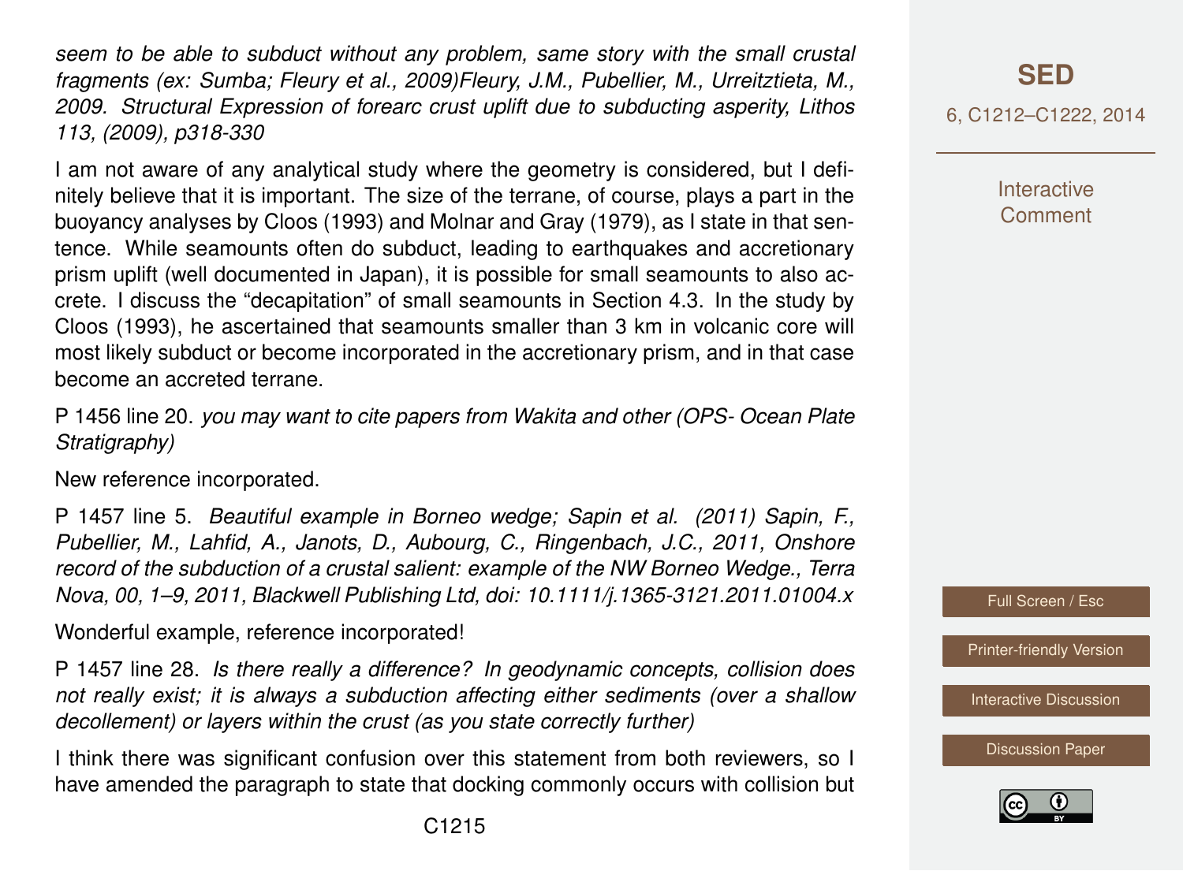*seem to be able to subduct without any problem, same story with the small crustal fragments (ex: Sumba; Fleury et al., 2009)Fleury, J.M., Pubellier, M., Urreiztieta, M., 2009. Structural Expression of forearc crust uplift due to subducting asperity, Lithos 113, (2009), p318-330*

I am not aware of any analytical study where the geometry is considered, but I definitely believe that it is important. The size of the terrane, of course, plays a part in the buoyancy analyses by Cloos (1993) and Molnar and Gray (1979), as I state in that sentence. While seamounts often do subduct, leading to earthquakes and accretionary prism uplift (well documented in Japan), it is possible for small seamounts to also accrete. I discuss the "decapitation" of small seamounts in Section 4.3. In the study by Cloos (1993), he ascertained that seamounts smaller than 3 km in volcanic core will most likely subduct or become incorporated in the accretionary prism, and in that case become an accreted terrane.

P 1456 line 20. *you may want to cite papers from Wakita and other (OPS- Ocean Plate Stratigraphy)*

New reference incorporated.

P 1457 line 5. *Beautiful example in Borneo wedge; Sapin et al. (2011) Sapin, F., Pubellier, M., Lahfid, A., Janots, D., Aubourg, C., Ringenbach, J.C., 2011, Onshore record of the subduction of a crustal salient: example of the NW Borneo Wedge., Terra Nova, 00, 1–9, 2011, Blackwell Publishing Ltd, doi: 10.1111/j.1365-3121.2011.01004.x*

Wonderful example, reference incorporated!

P 1457 line 28. *Is there really a difference? In geodynamic concepts, collision does not really exist; it is always a subduction affecting either sediments (over a shallow decollement) or layers within the crust (as you state correctly further)*

I think there was significant confusion over this statement from both reviewers, so I have amended the paragraph to state that docking commonly occurs with collision but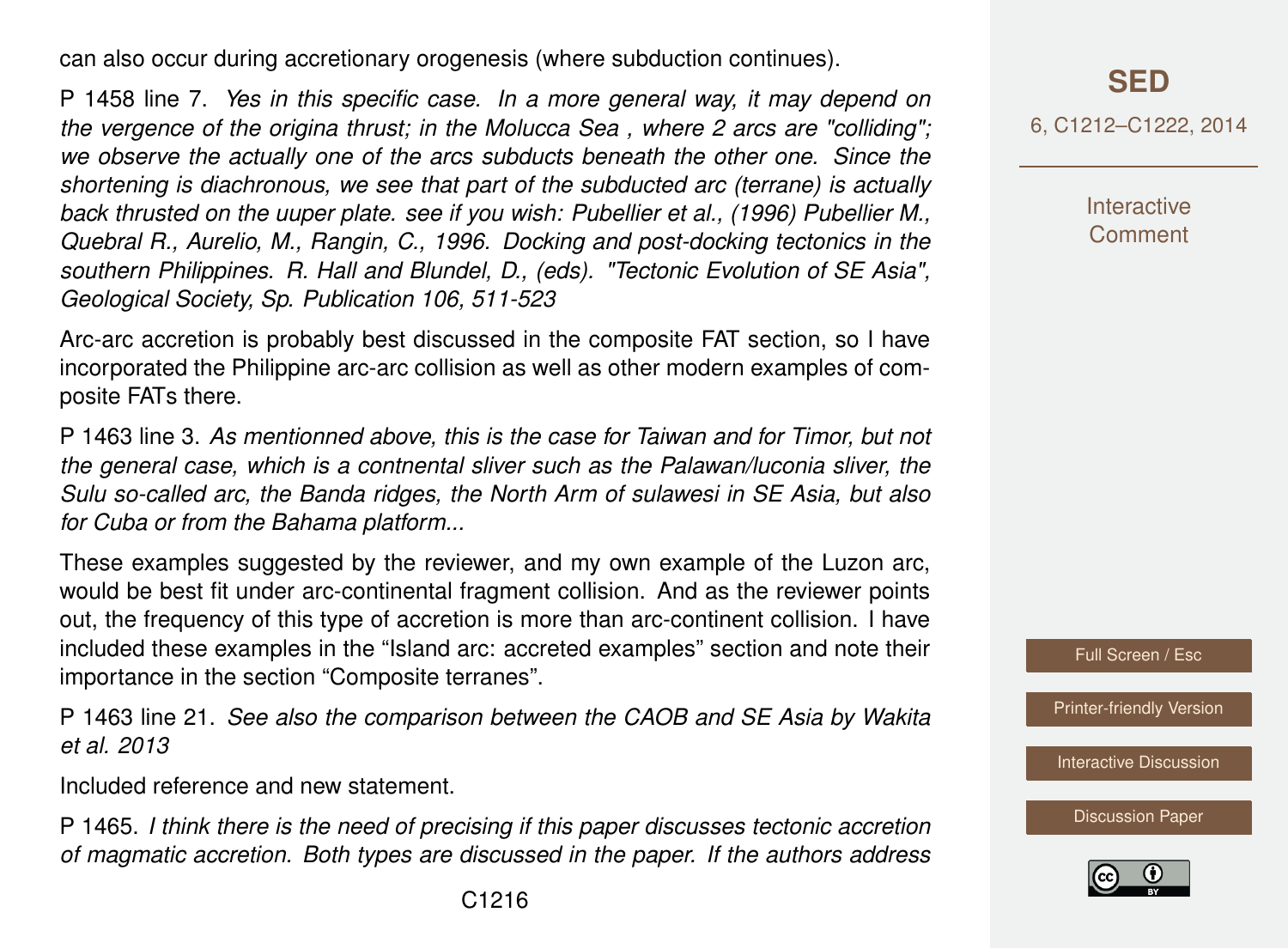can also occur during accretionary orogenesis (where subduction continues).

P 1458 line 7. *Yes in this specific case. In a more general way, it may depend on the vergence of the origina thrust; in the Molucca Sea , where 2 arcs are "colliding"; we observe the actually one of the arcs subducts beneath the other one. Since the shortening is diachronous, we see that part of the subducted arc (terrane) is actually back thrusted on the uuper plate. see if you wish: Pubellier et al., (1996) Pubellier M., Quebral R., Aurelio, M., Rangin, C., 1996. Docking and post-docking tectonics in the southern Philippines. R. Hall and Blundel, D., (eds). "Tectonic Evolution of SE Asia", Geological Society, Sp. Publication 106, 511-523*

Arc-arc accretion is probably best discussed in the composite FAT section, so I have incorporated the Philippine arc-arc collision as well as other modern examples of composite FATs there.

P 1463 line 3. *As mentionned above, this is the case for Taiwan and for Timor, but not the general case, which is a contnental sliver such as the Palawan/luconia sliver, the Sulu so-called arc, the Banda ridges, the North Arm of sulawesi in SE Asia, but also for Cuba or from the Bahama platform...*

These examples suggested by the reviewer, and my own example of the Luzon arc, would be best fit under arc-continental fragment collision. And as the reviewer points out, the frequency of this type of accretion is more than arc-continent collision. I have included these examples in the "Island arc: accreted examples" section and note their importance in the section "Composite terranes".

P 1463 line 21. *See also the comparison between the CAOB and SE Asia by Wakita et al. 2013*

Included reference and new statement.

P 1465. *I think there is the need of precising if this paper discusses tectonic accretion of magmatic accretion. Both types are discussed in the paper. If the authors address*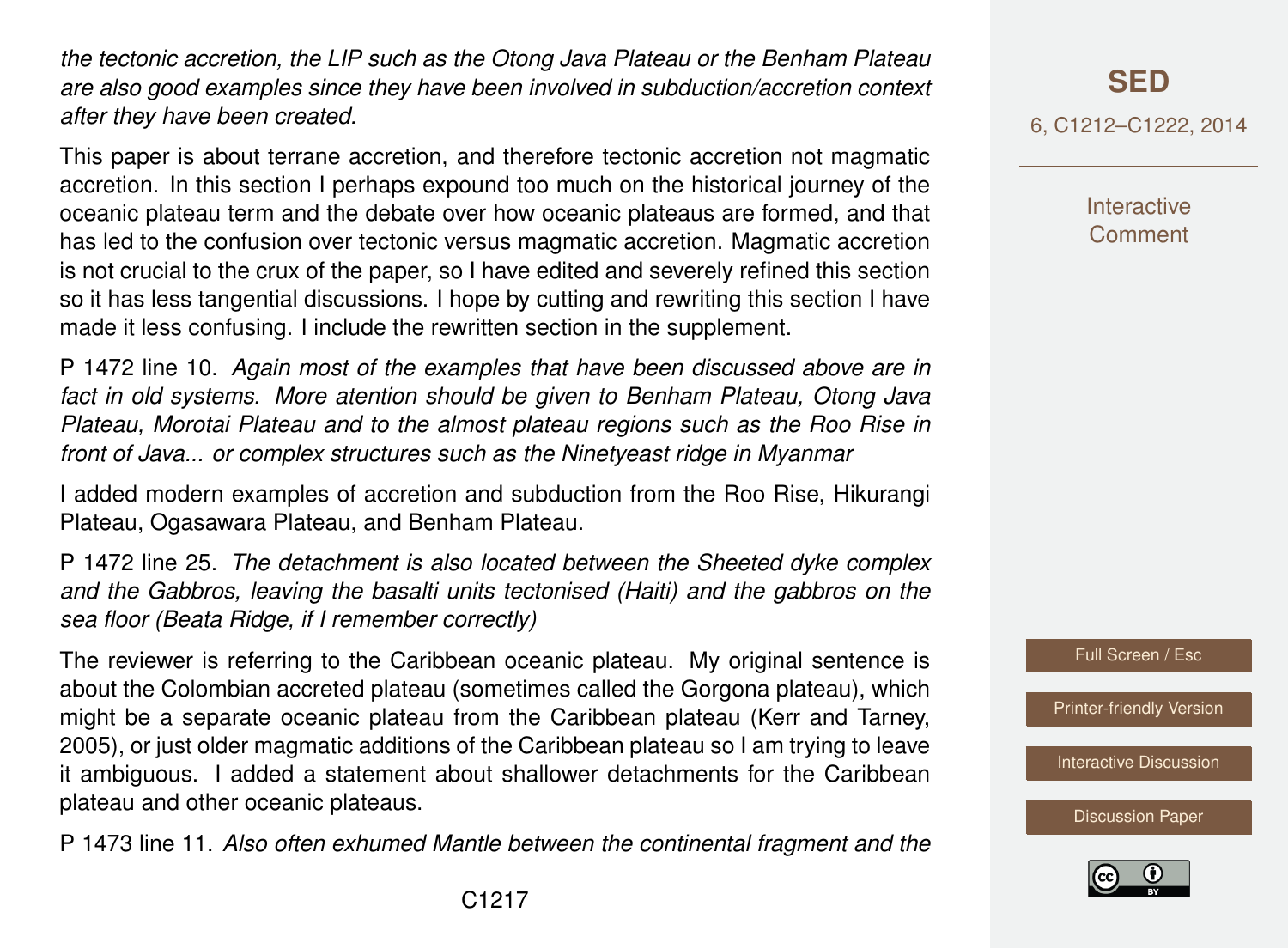*the tectonic accretion, the LIP such as the Otong Java Plateau or the Benham Plateau are also good examples since they have been involved in subduction/accretion context after they have been created.*

This paper is about terrane accretion, and therefore tectonic accretion not magmatic accretion. In this section I perhaps expound too much on the historical journey of the oceanic plateau term and the debate over how oceanic plateaus are formed, and that has led to the confusion over tectonic versus magmatic accretion. Magmatic accretion is not crucial to the crux of the paper, so I have edited and severely refined this section so it has less tangential discussions. I hope by cutting and rewriting this section I have made it less confusing. I include the rewritten section in the supplement.

P 1472 line 10. *Again most of the examples that have been discussed above are in fact in old systems. More atention should be given to Benham Plateau, Otong Java Plateau, Morotai Plateau and to the almost plateau regions such as the Roo Rise in front of Java... or complex structures such as the Ninetyeast ridge in Myanmar*

I added modern examples of accretion and subduction from the Roo Rise, Hikurangi Plateau, Ogasawara Plateau, and Benham Plateau.

P 1472 line 25. *The detachment is also located between the Sheeted dyke complex and the Gabbros, leaving the basalti units tectonised (Haiti) and the gabbros on the sea floor (Beata Ridge, if I remember correctly)*

The reviewer is referring to the Caribbean oceanic plateau. My original sentence is about the Colombian accreted plateau (sometimes called the Gorgona plateau), which might be a separate oceanic plateau from the Caribbean plateau (Kerr and Tarney, 2005), or just older magmatic additions of the Caribbean plateau so I am trying to leave it ambiguous. I added a statement about shallower detachments for the Caribbean plateau and other oceanic plateaus.

P 1473 line 11. *Also often exhumed Mantle between the continental fragment and the*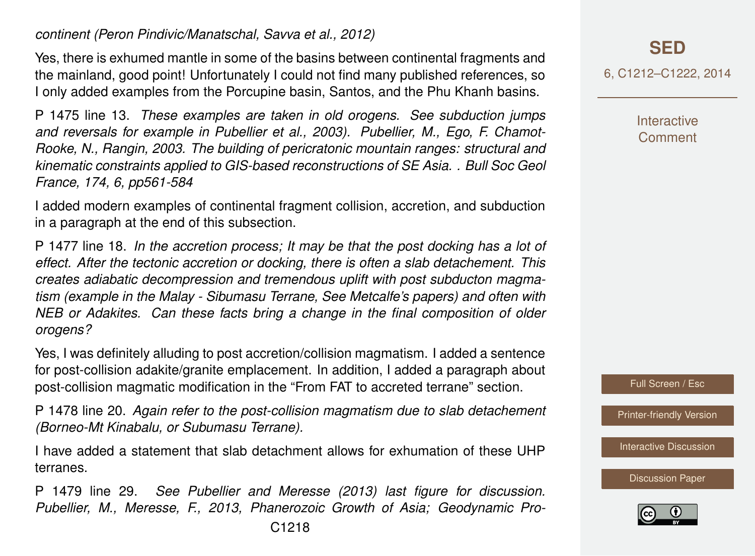*continent (Peron Pindivic/Manatschal, Savva et al., 2012)*

Yes, there is exhumed mantle in some of the basins between continental fragments and the mainland, good point! Unfortunately I could not find many published references, so I only added examples from the Porcupine basin, Santos, and the Phu Khanh basins.

P 1475 line 13. *These examples are taken in old orogens. See subduction jumps and reversals for example in Pubellier et al., 2003). Pubellier, M., Ego, F. Chamot-Rooke, N., Rangin, 2003. The building of pericratonic mountain ranges: structural and kinematic constraints applied to GIS-based reconstructions of SE Asia. . Bull Soc Geol France, 174, 6, pp561-584*

I added modern examples of continental fragment collision, accretion, and subduction in a paragraph at the end of this subsection.

P 1477 line 18. *In the accretion process; It may be that the post docking has a lot of effect. After the tectonic accretion or docking, there is often a slab detachement. This creates adiabatic decompression and tremendous uplift with post subducton magmatism (example in the Malay - Sibumasu Terrane, See Metcalfe's papers) and often with NEB or Adakites. Can these facts bring a change in the final composition of older orogens?*

Yes, I was definitely alluding to post accretion/collision magmatism. I added a sentence for post-collision adakite/granite emplacement. In addition, I added a paragraph about post-collision magmatic modification in the "From FAT to accreted terrane" section.

P 1478 line 20. *Again refer to the post-collision magmatism due to slab detachement (Borneo-Mt Kinabalu, or Subumasu Terrane).*

I have added a statement that slab detachment allows for exhumation of these UHP terranes.

P 1479 line 29. *See Pubellier and Meresse (2013) last figure for discussion. Pubellier, M., Meresse, F., 2013, Phanerozoic Growth of Asia; Geodynamic Pro-*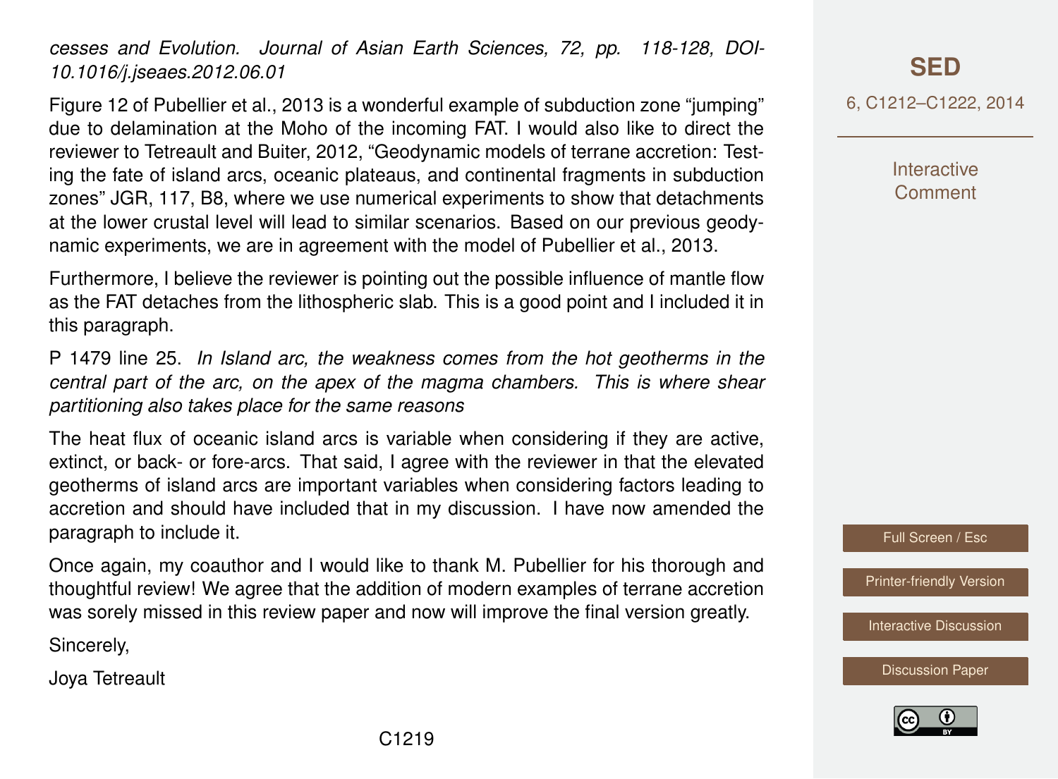*cesses and Evolution. Journal of Asian Earth Sciences, 72, pp. 118-128, DOI-10.1016/j.jseaes.2012.06.01*

Figure 12 of Pubellier et al., 2013 is a wonderful example of subduction zone "jumping" due to delamination at the Moho of the incoming FAT. I would also like to direct the reviewer to Tetreault and Buiter, 2012, "Geodynamic models of terrane accretion: Testing the fate of island arcs, oceanic plateaus, and continental fragments in subduction zones" JGR, 117, B8, where we use numerical experiments to show that detachments at the lower crustal level will lead to similar scenarios. Based on our previous geodynamic experiments, we are in agreement with the model of Pubellier et al., 2013.

Furthermore, I believe the reviewer is pointing out the possible influence of mantle flow as the FAT detaches from the lithospheric slab. This is a good point and I included it in this paragraph.

P 1479 line 25. *In Island arc, the weakness comes from the hot geotherms in the central part of the arc, on the apex of the magma chambers. This is where shear partitioning also takes place for the same reasons*

The heat flux of oceanic island arcs is variable when considering if they are active, extinct, or back- or fore-arcs. That said, I agree with the reviewer in that the elevated geotherms of island arcs are important variables when considering factors leading to accretion and should have included that in my discussion. I have now amended the paragraph to include it.

Once again, my coauthor and I would like to thank M. Pubellier for his thorough and thoughtful review! We agree that the addition of modern examples of terrane accretion was sorely missed in this review paper and now will improve the final version greatly.

Sincerely,

Joya Tetreault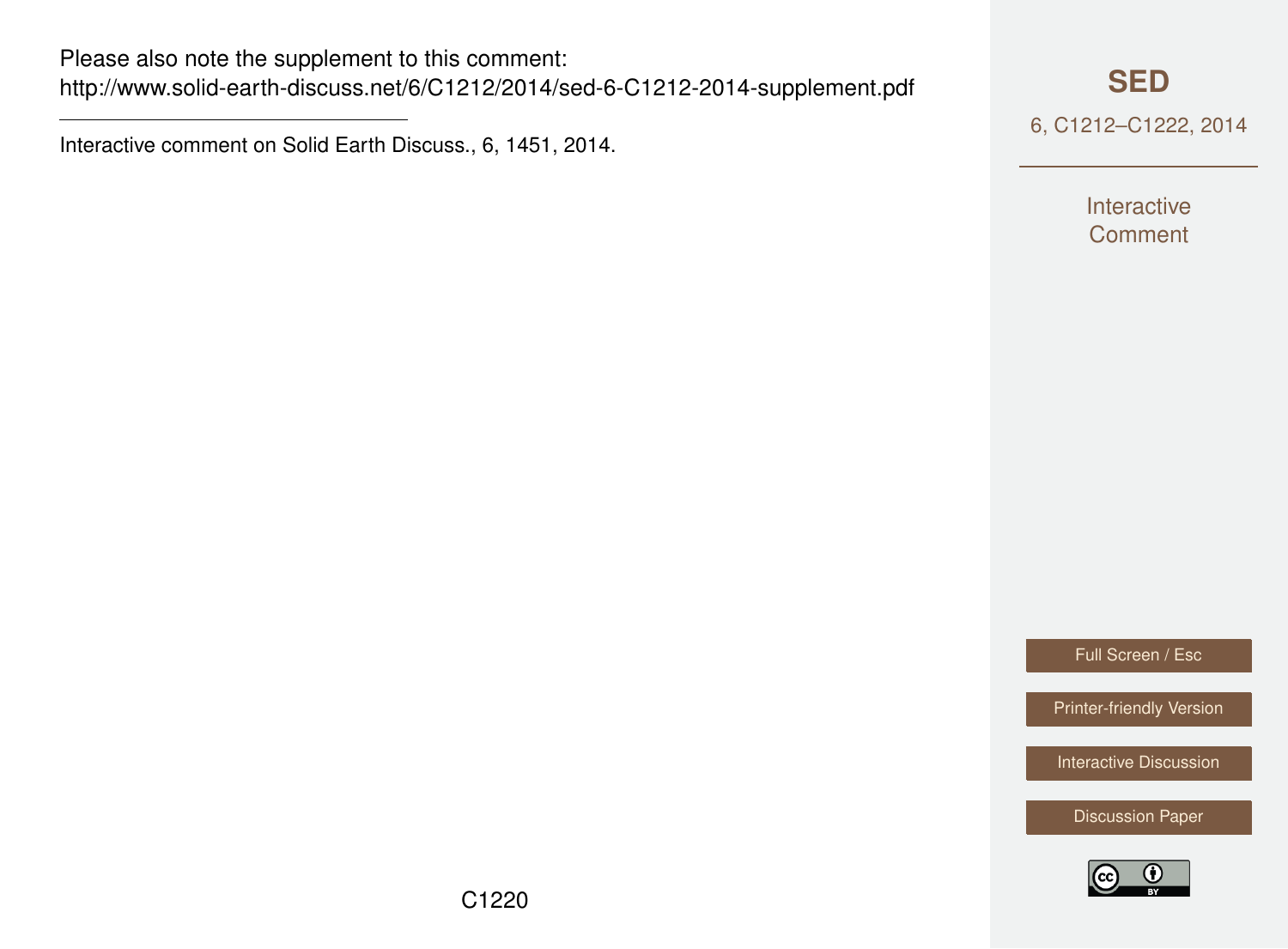Please also note the supplement to this comment:
http://www.solid-earth-discuss.net/6/C1212/2014/sed-6-C1212-2014-supplement.pdf

---

Interactive comment on Solid Earth Discuss., 6, 1451, 2014.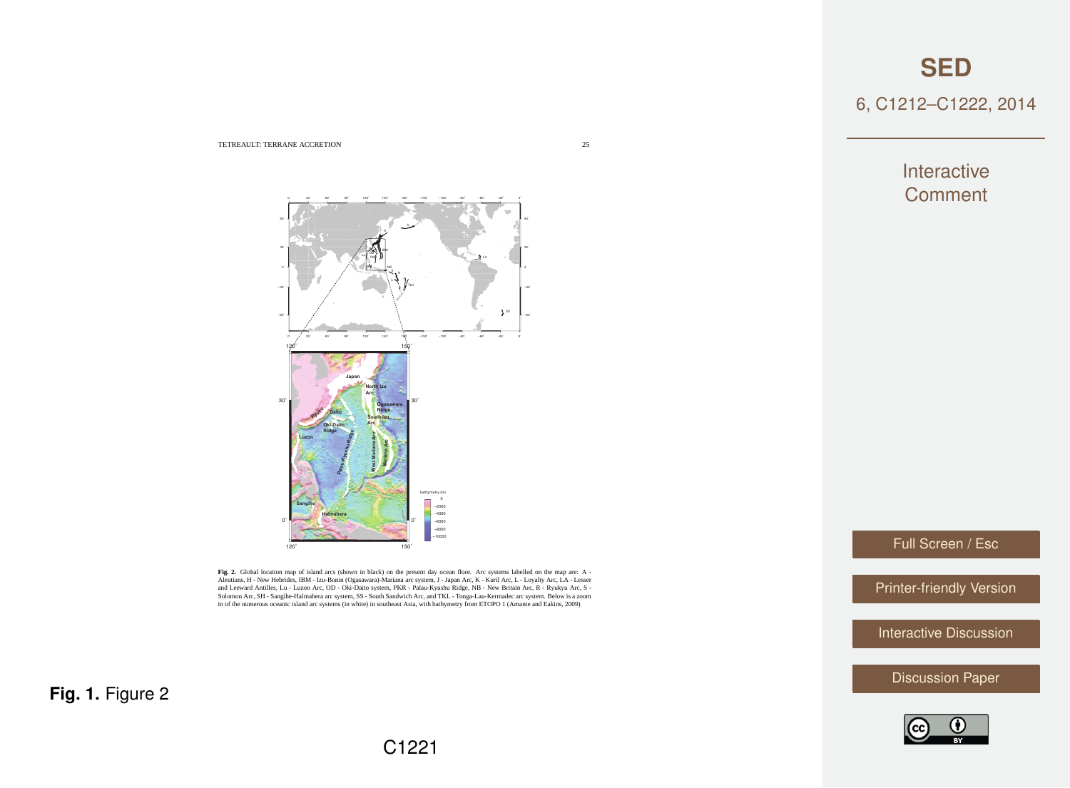Fig. 2. Global location map of island arcs (shown in black) on the present day ocean floor. Arc systems labelled on the map are: A - Aleutians, H - New Hebrides, IBM - Izu-Bonin (Ogasawara)-Mariana arc system, J - Japan Arc, K - Kuril Arc, L - Loyalty Arc, LA - Lesser and Leeward Antilles, Lu - Luzon Arc, OD - Oki-Daito system, PKR - Palau-Kyushu Ridge, NB - New Britain Arc, R - Ryukyu Arc, S - Solomon Arc, SH - Sangihe-Halmahera arc system, SS - South Sandwich Arc, and TKL - Tonga-Lau-Kermadec arc system. Below is a zoom in of the numerous oceanic island arc systems (in white) in southeast Asia, with bathymetry from ETOPO 1 (Amante and Eakins, 2009)

**Fig. 1.** Figure 2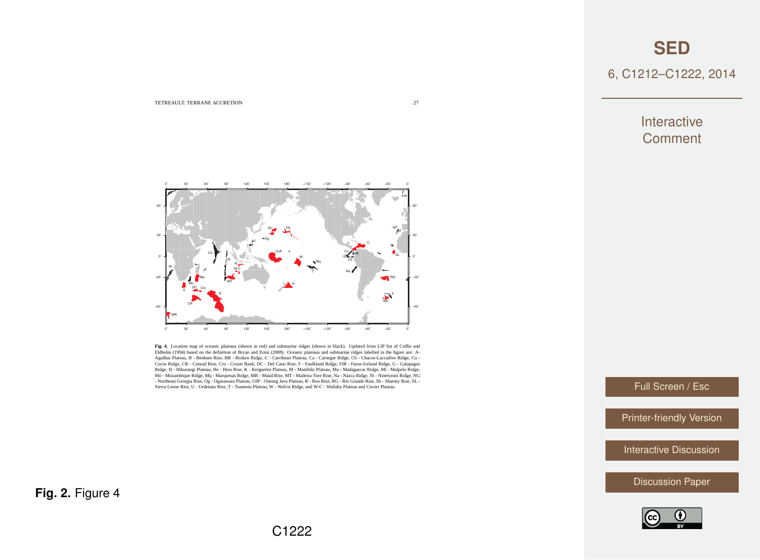TETREAULT: TERRANE ACCRETION 27

0° 30° 60° 90° 120° 150° 180° −150° −120° −90° −60° −30° 0°

60° 30° 0° −30° −60°

FIR MT C SL Sh He U B Og OJP M Mq Co Ml G Ca T Na Ch Ni W R W-C Ma BR H RG Mo A DC Cro K CR F NG MR

**Fig. 4.** Location map of oceanic plateaus (shown in red) and submarine ridges (shown in black). Updated from LIP list of Coffin and Eldholm (1994) based on the definition of Bryan and Ernst (2008). Oceanic plateaus and submarine ridges labelled in the figure are: A - Agulhas Plateau, B - Benham Rise, BR - Broken Ridge, C - Carribean Plateau, Ca - Carnegie Ridge, Ch - Chacos-Laccadive Ridge, Co - Cocos Ridge, CR - Conrad Rise, Cro - Crozet Bank, DC - Del Cano Rise, F - Faulkland Ridge, FIR - Faroe-Iceland Ridge, G - Galapagos Ridge, H - Hikurangi Plateau, He - Hess Rise, K - Kerguelen Plateau, M - Manihiki Plateau, Ma - Madagascar Ridge, Ml - Malpelo Ridge, Mo - Mozambique Ridge, Mq - Marquesas Ridge, MR - Maud Rise, MT - Madeira-Tore Rise, Na - Nazca Ridge, Ni - Ninetyeast Ridge, NG - Northeast Georgia Rise, Og - Ogasawara Plateau, OJP - Ontong Java Plateau, R - Roo Rise, RG - Rio Grande Rise, Sh - Shatsky Rise, SL - Sierra Leone Rise, U - Urdenata Rise, T - Tuamotu Plateau, W - Walvis Ridge, and W-C - Wallaby Plateau and Cuvier Plateau.

**Fig. 2.** Figure 4